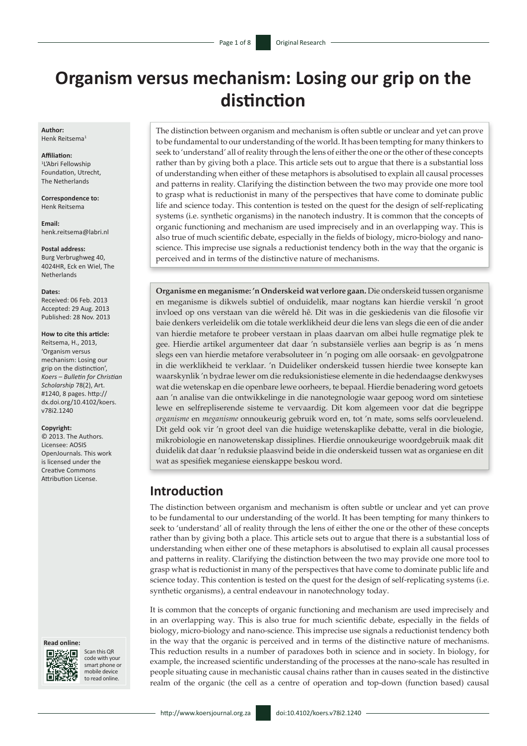# Organism versus mechanism: Losing our grip on the distinction

**Author:**
Henk Reitsema[1]

**Affiliation:**
[1]L'Abri Fellowship Foundation, Utrecht, The Netherlands

**Correspondence to:**
Henk Reitsema

**Email:**
henk.reitsema@labri.nl

**Postal address:**
Burg Verbrughweg 40, 4024HR, Eck en Wiel, The Netherlands

**Dates:**
Received: 06 Feb. 2013
Accepted: 29 Aug. 2013
Published: 28 Nov. 2013

**How to cite this article:**
Reitsema, H., 2013, 'Organism versus mechanism: Losing our grip on the distinction', *Koers – Bulletin for Christian Scholarship* 78(2), Art. #1240, 8 pages. http://dx.doi.org/10.4102/koers.v78i2.1240

**Copyright:**
© 2013. The Authors. Licensee: AOSIS OpenJournals. This work is licensed under the Creative Commons Attribution License.

**Read online:**
Scan this QR code with your smart phone or mobile device to read online.

The distinction between organism and mechanism is often subtle or unclear and yet can prove to be fundamental to our understanding of the world. It has been tempting for many thinkers to seek to 'understand' all of reality through the lens of either the one or the other of these concepts rather than by giving both a place. This article sets out to argue that there is a substantial loss of understanding when either of these metaphors is absolutised to explain all causal processes and patterns in reality. Clarifying the distinction between the two may provide one more tool to grasp what is reductionist in many of the perspectives that have come to dominate public life and science today. This contention is tested on the quest for the design of self-replicating systems (i.e. synthetic organisms) in the nanotech industry. It is common that the concepts of organic functioning and mechanism are used imprecisely and in an overlapping way. This is also true of much scientific debate, especially in the fields of biology, micro-biology and nano-science. This imprecise use signals a reductionist tendency both in the way that the organic is perceived and in terms of the distinctive nature of mechanisms.

**Organisme en meganisme: 'n Onderskeid wat verlore gaan.** Die onderskeid tussen organisme en meganisme is dikwels subtiel of onduidelik, maar nogtans kan hierdie verskil 'n groot invloed op ons verstaan van die wêreld hê. Dit was in die geskiedenis van die filosofie vir baie denkers verleidelik om die totale werklikheid deur die lens van slegs die een of die ander van hierdie metafore te probeer verstaan in plaas daarvan om albei hulle regmatige plek te gee. Hierdie artikel argumenteer dat daar 'n substansiële verlies aan begrip is as 'n mens slegs een van hierdie metafore verabsoluteer in 'n poging om alle oorsaak- en gevolgpatrone in die werklikheid te verklaar. 'n Duideliker onderskeid tussen hierdie twee konsepte kan waarskynlik 'n bydrae lewer om die reduksionistiese elemente in die hedendaagse denkwyses wat die wetenskap en die openbare lewe oorheers, te bepaal. Hierdie benadering word getoets aan 'n analise van die ontwikkelinge in die nanotegnologie waar gepoog word om sintetiese lewe en selfrepliserende sisteme te vervaardig. Dit kom algemeen voor dat die begrippe *organisme* en *meganisme* onnoukeurig gebruik word en, tot 'n mate, soms selfs oorvleuelend. Dit geld ook vir 'n groot deel van die huidige wetenskaplike debatte, veral in die biologie, mikrobiologie en nanowetenskap dissiplines. Hierdie onnoukeurige woordgebruik maak dit duidelik dat daar 'n reduksie plaasvind beide in die onderskeid tussen wat as organiese en dit wat as spesifiek meganiese eienskappe beskou word.

## Introduction

The distinction between organism and mechanism is often subtle or unclear and yet can prove to be fundamental to our understanding of the world. It has been tempting for many thinkers to seek to 'understand' all of reality through the lens of either the one or the other of these concepts rather than by giving both a place. This article sets out to argue that there is a substantial loss of understanding when either one of these metaphors is absolutised to explain all causal processes and patterns in reality. Clarifying the distinction between the two may provide one more tool to grasp what is reductionist in many of the perspectives that have come to dominate public life and science today. This contention is tested on the quest for the design of self-replicating systems (i.e. synthetic organisms), a central endeavour in nanotechnology today.

It is common that the concepts of organic functioning and mechanism are used imprecisely and in an overlapping way. This is also true for much scientific debate, especially in the fields of biology, micro-biology and nano-science. This imprecise use signals a reductionist tendency both in the way that the organic is perceived and in terms of the distinctive nature of mechanisms. This reduction results in a number of paradoxes both in science and in society. In biology, for example, the increased scientific understanding of the processes at the nano-scale has resulted in people situating cause in mechanistic causal chains rather than in causes seated in the distinctive realm of the organic (the cell as a centre of operation and top-down (function based) causal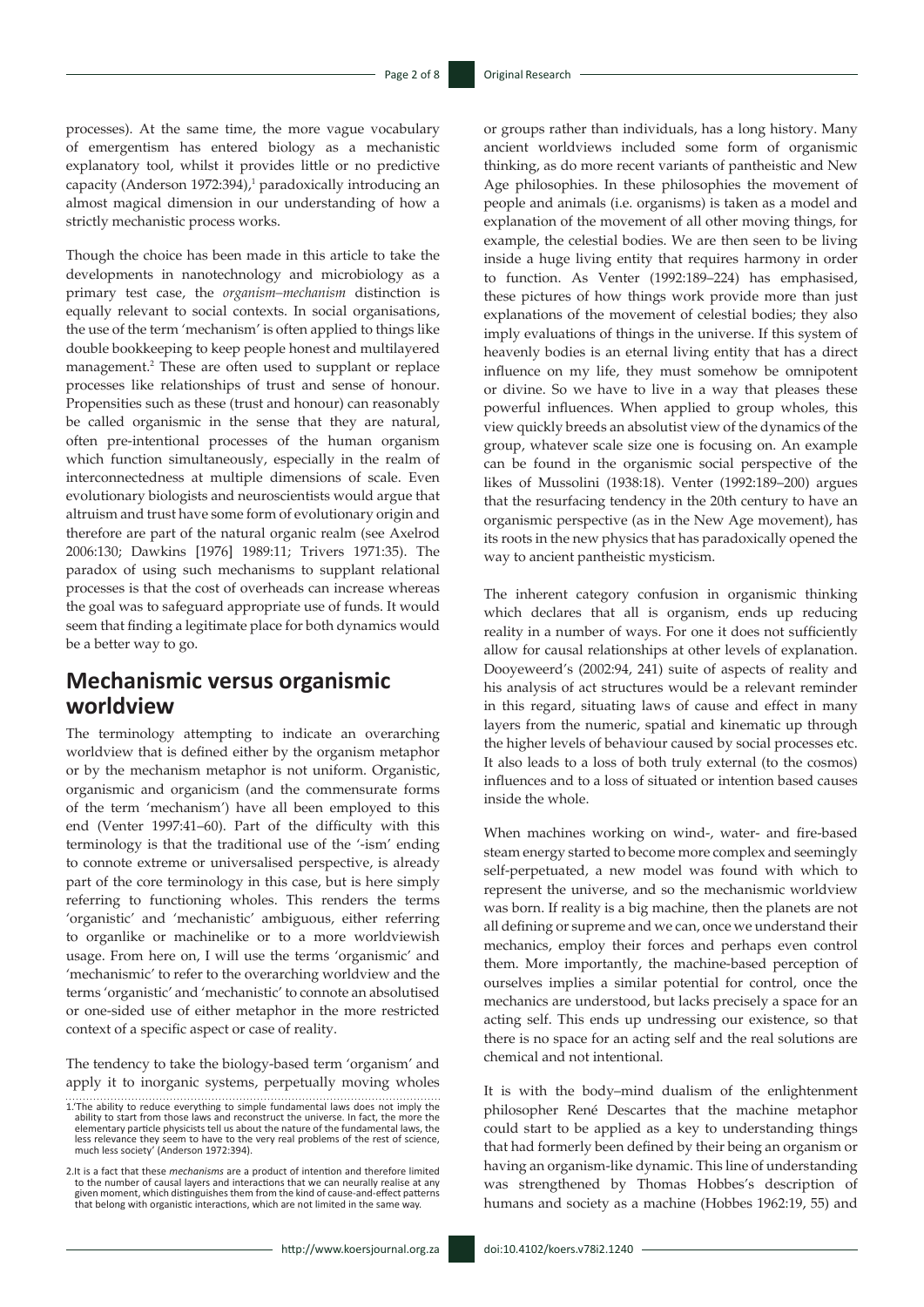processes). At the same time, the more vague vocabulary of emergentism has entered biology as a mechanistic explanatory tool, whilst it provides little or no predictive capacity (Anderson 1972:394),[1] paradoxically introducing an almost magical dimension in our understanding of how a strictly mechanistic process works.

Though the choice has been made in this article to take the developments in nanotechnology and microbiology as a primary test case, the *organism–mechanism* distinction is equally relevant to social contexts. In social organisations, the use of the term 'mechanism' is often applied to things like double bookkeeping to keep people honest and multilayered management.[2] These are often used to supplant or replace processes like relationships of trust and sense of honour. Propensities such as these (trust and honour) can reasonably be called organismic in the sense that they are natural, often pre-intentional processes of the human organism which function simultaneously, especially in the realm of interconnectedness at multiple dimensions of scale. Even evolutionary biologists and neuroscientists would argue that altruism and trust have some form of evolutionary origin and therefore are part of the natural organic realm (see Axelrod 2006:130; Dawkins [1976] 1989:11; Trivers 1971:35). The paradox of using such mechanisms to supplant relational processes is that the cost of overheads can increase whereas the goal was to safeguard appropriate use of funds. It would seem that finding a legitimate place for both dynamics would be a better way to go.

## Mechanismic versus organismic worldview

The terminology attempting to indicate an overarching worldview that is defined either by the organism metaphor or by the mechanism metaphor is not uniform. Organistic, organismic and organicism (and the commensurate forms of the term 'mechanism') have all been employed to this end (Venter 1997:41–60). Part of the difficulty with this terminology is that the traditional use of the '-ism' ending to connote extreme or universalised perspective, is already part of the core terminology in this case, but is here simply referring to functioning wholes. This renders the terms 'organistic' and 'mechanistic' ambiguous, either referring to organlike or machinelike or to a more worldviewish usage. From here on, I will use the terms 'organismic' and 'mechanismic' to refer to the overarching worldview and the terms 'organistic' and 'mechanistic' to connote an absolutised or one-sided use of either metaphor in the more restricted context of a specific aspect or case of reality.

The tendency to take the biology-based term 'organism' and apply it to inorganic systems, perpetually moving wholes or groups rather than individuals, has a long history. Many ancient worldviews included some form of organismic thinking, as do more recent variants of pantheistic and New Age philosophies. In these philosophies the movement of people and animals (i.e. organisms) is taken as a model and explanation of the movement of all other moving things, for example, the celestial bodies. We are then seen to be living inside a huge living entity that requires harmony in order to function. As Venter (1992:189–224) has emphasised, these pictures of how things work provide more than just explanations of the movement of celestial bodies; they also imply evaluations of things in the universe. If this system of heavenly bodies is an eternal living entity that has a direct influence on my life, they must somehow be omnipotent or divine. So we have to live in a way that pleases these powerful influences. When applied to group wholes, this view quickly breeds an absolutist view of the dynamics of the group, whatever scale size one is focusing on. An example can be found in the organismic social perspective of the likes of Mussolini (1938:18). Venter (1992:189–200) argues that the resurfacing tendency in the 20th century to have an organismic perspective (as in the New Age movement), has its roots in the new physics that has paradoxically opened the way to ancient pantheistic mysticism.

The inherent category confusion in organismic thinking which declares that all is organism, ends up reducing reality in a number of ways. For one it does not sufficiently allow for causal relationships at other levels of explanation. Dooyeweerd's (2002:94, 241) suite of aspects of reality and his analysis of act structures would be a relevant reminder in this regard, situating laws of cause and effect in many layers from the numeric, spatial and kinematic up through the higher levels of behaviour caused by social processes etc. It also leads to a loss of both truly external (to the cosmos) influences and to a loss of situated or intention based causes inside the whole.

When machines working on wind-, water- and fire-based steam energy started to become more complex and seemingly self-perpetuated, a new model was found with which to represent the universe, and so the mechanismic worldview was born. If reality is a big machine, then the planets are not all defining or supreme and we can, once we understand their mechanics, employ their forces and perhaps even control them. More importantly, the machine-based perception of ourselves implies a similar potential for control, once the mechanics are understood, but lacks precisely a space for an acting self. This ends up undressing our existence, so that there is no space for an acting self and the real solutions are chemical and not intentional.

It is with the body–mind dualism of the enlightenment philosopher René Descartes that the machine metaphor could start to be applied as a key to understanding things that had formerly been defined by their being an organism or having an organism-like dynamic. This line of understanding was strengthened by Thomas Hobbes's description of humans and society as a machine (Hobbes 1962:19, 55) and

---

1. 'The ability to reduce everything to simple fundamental laws does not imply the ability to start from those laws and reconstruct the universe. In fact, the more the elementary particle physicists tell us about the nature of the fundamental laws, the less relevance they seem to have to the very real problems of the rest of science, much less society' (Anderson 1972:394).

2. It is a fact that these *mechanisms* are a product of intention and therefore limited to the number of causal layers and interactions that we can neurally realise at any given moment, which distinguishes them from the kind of cause-and-effect patterns that belong with organistic interactions, which are not limited in the same way.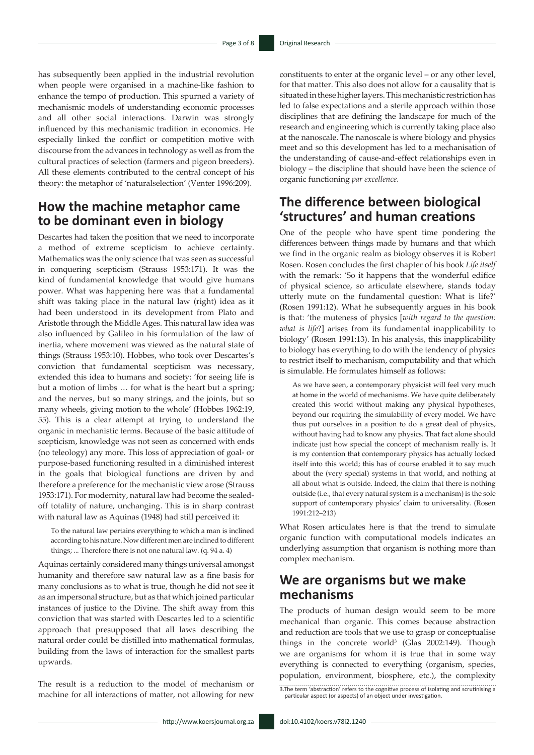has subsequently been applied in the industrial revolution when people were organised in a machine-like fashion to enhance the tempo of production. This spurned a variety of mechanismic models of understanding economic processes and all other social interactions. Darwin was strongly influenced by this mechanismic tradition in economics. He especially linked the conflict or competition motive with discourse from the advances in technology as well as from the cultural practices of selection (farmers and pigeon breeders). All these elements contributed to the central concept of his theory: the metaphor of 'naturalselection' (Venter 1996:209).

## How the machine metaphor came to be dominant even in biology

Descartes had taken the position that we need to incorporate a method of extreme scepticism to achieve certainty. Mathematics was the only science that was seen as successful in conquering scepticism (Strauss 1953:171). It was the kind of fundamental knowledge that would give humans power. What was happening here was that a fundamental shift was taking place in the natural law (right) idea as it had been understood in its development from Plato and Aristotle through the Middle Ages. This natural law idea was also influenced by Galileo in his formulation of the law of inertia, where movement was viewed as the natural state of things (Strauss 1953:10). Hobbes, who took over Descartes's conviction that fundamental scepticism was necessary, extended this idea to humans and society: 'for seeing life is but a motion of limbs … for what is the heart but a spring; and the nerves, but so many strings, and the joints, but so many wheels, giving motion to the whole' (Hobbes 1962:19, 55). This is a clear attempt at trying to understand the organic in mechanistic terms. Because of the basic attitude of scepticism, knowledge was not seen as concerned with ends (no teleology) any more. This loss of appreciation of goal- or purpose-based functioning resulted in a diminished interest in the goals that biological functions are driven by and therefore a preference for the mechanistic view arose (Strauss 1953:171). For modernity, natural law had become the sealed-off totality of nature, unchanging. This is in sharp contrast with natural law as Aquinas (1948) had still perceived it:

> To the natural law pertains everything to which a man is inclined according to his nature. Now different men are inclined to different things; ... Therefore there is not one natural law. (q. 94 a. 4)

Aquinas certainly considered many things universal amongst humanity and therefore saw natural law as a fine basis for many conclusions as to what is true, though he did not see it as an impersonal structure, but as that which joined particular instances of justice to the Divine. The shift away from this conviction that was started with Descartes led to a scientific approach that presupposed that all laws describing the natural order could be distilled into mathematical formulas, building from the laws of interaction for the smallest parts upwards.

The result is a reduction to the model of mechanism or machine for all interactions of matter, not allowing for new constituents to enter at the organic level – or any other level, for that matter. This also does not allow for a causality that is situated in these higher layers. This mechanistic restriction has led to false expectations and a sterile approach within those disciplines that are defining the landscape for much of the research and engineering which is currently taking place also at the nanoscale. The nanoscale is where biology and physics meet and so this development has led to a mechanisation of the understanding of cause-and-effect relationships even in biology – the discipline that should have been the science of organic functioning *par excellence*.

## The difference between biological 'structures' and human creations

One of the people who have spent time pondering the differences between things made by humans and that which we find in the organic realm as biology observes it is Robert Rosen. Rosen concludes the first chapter of his book *Life itself* with the remark: 'So it happens that the wonderful edifice of physical science, so articulate elsewhere, stands today utterly mute on the fundamental question: What is life?' (Rosen 1991:12). What he subsequently argues in his book is that: 'the muteness of physics [*with regard to the question: what is life*?] arises from its fundamental inapplicability to biology' (Rosen 1991:13). In his analysis, this inapplicability to biology has everything to do with the tendency of physics to restrict itself to mechanism, computability and that which is simulable. He formulates himself as follows:

> As we have seen, a contemporary physicist will feel very much at home in the world of mechanisms. We have quite deliberately created this world without making any physical hypotheses, beyond our requiring the simulability of every model. We have thus put ourselves in a position to do a great deal of physics, without having had to know any physics. That fact alone should indicate just how special the concept of mechanism really is. It is my contention that contemporary physics has actually locked itself into this world; this has of course enabled it to say much about the (very special) systems in that world, and nothing at all about what is outside. Indeed, the claim that there is nothing outside (i.e., that every natural system is a mechanism) is the sole support of contemporary physics' claim to universality. (Rosen 1991:212–213)

What Rosen articulates here is that the trend to simulate organic function with computational models indicates an underlying assumption that organism is nothing more than complex mechanism.

## We are organisms but we make mechanisms

The products of human design would seem to be more mechanical than organic. This comes because abstraction and reduction are tools that we use to grasp or conceptualise things in the concrete world[3] (Glas 2002:149). Though we are organisms for whom it is true that in some way everything is connected to everything (organism, species, population, environment, biosphere, etc.), the complexity

3. The term 'abstraction' refers to the cognitive process of isolating and scrutinising a particular aspect (or aspects) of an object under investigation.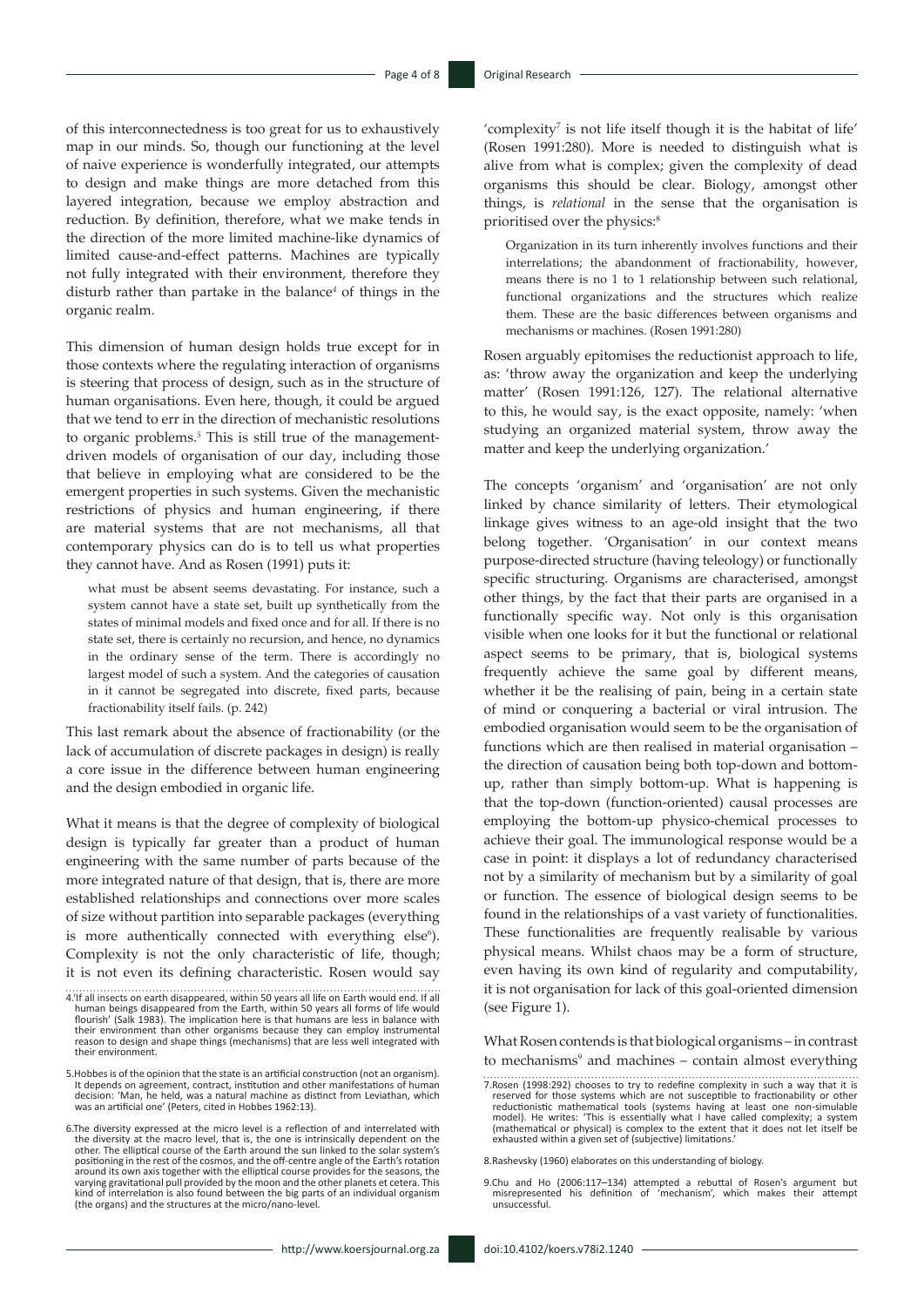of this interconnectedness is too great for us to exhaustively map in our minds. So, though our functioning at the level of naive experience is wonderfully integrated, our attempts to design and make things are more detached from this layered integration, because we employ abstraction and reduction. By definition, therefore, what we make tends in the direction of the more limited machine-like dynamics of limited cause-and-effect patterns. Machines are typically not fully integrated with their environment, therefore they disturb rather than partake in the balance[4] of things in the organic realm.

This dimension of human design holds true except for in those contexts where the regulating interaction of organisms is steering that process of design, such as in the structure of human organisations. Even here, though, it could be argued that we tend to err in the direction of mechanistic resolutions to organic problems.[5] This is still true of the management-driven models of organisation of our day, including those that believe in employing what are considered to be the emergent properties in such systems. Given the mechanistic restrictions of physics and human engineering, if there are material systems that are not mechanisms, all that contemporary physics can do is to tell us what properties they cannot have. And as Rosen (1991) puts it:

> what must be absent seems devastating. For instance, such a system cannot have a state set, built up synthetically from the states of minimal models and fixed once and for all. If there is no state set, there is certainly no recursion, and hence, no dynamics in the ordinary sense of the term. There is accordingly no largest model of such a system. And the categories of causation in it cannot be segregated into discrete, fixed parts, because fractionability itself fails. (p. 242)

This last remark about the absence of fractionability (or the lack of accumulation of discrete packages in design) is really a core issue in the difference between human engineering and the design embodied in organic life.

What it means is that the degree of complexity of biological design is typically far greater than a product of human engineering with the same number of parts because of the more integrated nature of that design, that is, there are more established relationships and connections over more scales of size without partition into separable packages (everything is more authentically connected with everything else[6]). Complexity is not the only characteristic of life, though; it is not even its defining characteristic. Rosen would say 'complexity[7] is not life itself though it is the habitat of life' (Rosen 1991:280). More is needed to distinguish what is alive from what is complex; given the complexity of dead organisms this should be clear. Biology, amongst other things, is *relational* in the sense that the organisation is prioritised over the physics:[8]

> Organization in its turn inherently involves functions and their interrelations; the abandonment of fractionability, however, means there is no 1 to 1 relationship between such relational, functional organizations and the structures which realize them. These are the basic differences between organisms and mechanisms or machines. (Rosen 1991:280)

Rosen arguably epitomises the reductionist approach to life, as: 'throw away the organization and keep the underlying matter' (Rosen 1991:126, 127). The relational alternative to this, he would say, is the exact opposite, namely: 'when studying an organized material system, throw away the matter and keep the underlying organization.'

The concepts 'organism' and 'organisation' are not only linked by chance similarity of letters. Their etymological linkage gives witness to an age-old insight that the two belong together. 'Organisation' in our context means purpose-directed structure (having teleology) or functionally specific structuring. Organisms are characterised, amongst other things, by the fact that their parts are organised in a functionally specific way. Not only is this organisation visible when one looks for it but the functional or relational aspect seems to be primary, that is, biological systems frequently achieve the same goal by different means, whether it be the realising of pain, being in a certain state of mind or conquering a bacterial or viral intrusion. The embodied organisation would seem to be the organisation of functions which are then realised in material organisation – the direction of causation being both top-down and bottom-up, rather than simply bottom-up. What is happening is that the top-down (function-oriented) causal processes are employing the bottom-up physico-chemical processes to achieve their goal. The immunological response would be a case in point: it displays a lot of redundancy characterised not by a similarity of mechanism but by a similarity of goal or function. The essence of biological design seems to be found in the relationships of a vast variety of functionalities. These functionalities are frequently realisable by various physical means. Whilst chaos may be a form of structure, even having its own kind of regularity and computability, it is not organisation for lack of this goal-oriented dimension (see Figure 1).

What Rosen contends is that biological organisms – in contrast to mechanisms[9] and machines – contain almost everything

---

4. 'If all insects on earth disappeared, within 50 years all life on Earth would end. If all human beings disappeared from the Earth, within 50 years all forms of life would flourish' (Salk 1983). The implication here is that humans are less in balance with their environment than other organisms because they can employ instrumental reason to design and shape things (mechanisms) that are less well integrated with their environment.

5. Hobbes is of the opinion that the state is an artificial construction (not an organism). It depends on agreement, contract, institution and other manifestations of human decision: 'Man, he held, was a natural machine as distinct from Leviathan, which was an artificial one' (Peters, cited in Hobbes 1962:13).

6. The diversity expressed at the micro level is a reflection of and interrelated with the diversity at the macro level, that is, the one is intrinsically dependent on the other. The elliptical course of the Earth around the sun linked to the solar system's positioning in the rest of the cosmos, and the off-centre angle of the Earth's rotation around its own axis together with the elliptical course provides for the seasons, the varying gravitational pull provided by the moon and the other planets et cetera. This kind of interrelation is also found between the big parts of an individual organism (the organs) and the structures at the micro/nano-level.

7. Rosen (1998:292) chooses to try to redefine complexity in such a way that it is reserved for those systems which are not susceptible to fractionability or other reductionistic mathematical tools (systems having at least one non-simulable model). He writes: 'This is essentially what I have called complexity; a system (mathematical or physical) is complex to the extent that it does not let itself be exhausted within a given set of (subjective) limitations.'

8. Rashevsky (1960) elaborates on this understanding of biology.

9. Chu and Ho (2006:117–134) attempted a rebuttal of Rosen's argument but misrepresented his definition of 'mechanism', which makes their attempt unsuccessful.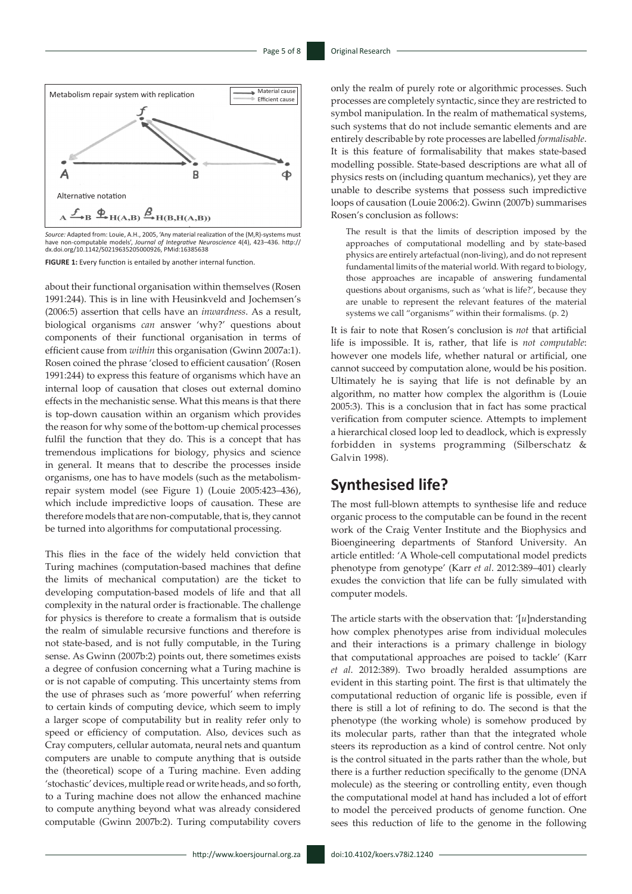Metabolism repair system with replication

Material cause

Efficient cause

Alternative notation

$$A \xrightarrow{f} B \xrightarrow{\Phi} H(A,B) \xrightarrow{\beta} H(B,H(A,B))$$

*Source:* Adapted from: Louie, A.H., 2005, 'Any material realization of the (M,R)-systems must have non-computable models', *Journal of Integrative Neuroscience* 4(4), 423–436. http://dx.doi.org/10.1142/S0219635205000926, PMid:16385638

**FIGURE 1:** Every function is entailed by another internal function.

about their functional organisation within themselves (Rosen 1991:244). This is in line with Heusinkveld and Jochemsen's (2006:5) assertion that cells have an *inwardness*. As a result, biological organisms *can* answer 'why?' questions about components of their functional organisation in terms of efficient cause from *within* this organisation (Gwinn 2007a:1). Rosen coined the phrase 'closed to efficient causation' (Rosen 1991:244) to express this feature of organisms which have an internal loop of causation that closes out external domino effects in the mechanistic sense. What this means is that there is top-down causation within an organism which provides the reason for why some of the bottom-up chemical processes fulfil the function that they do. This is a concept that has tremendous implications for biology, physics and science in general. It means that to describe the processes inside organisms, one has to have models (such as the metabolism-repair system model (see Figure 1) (Louie 2005:423–436), which include impredictive loops of causation. These are therefore models that are non-computable, that is, they cannot be turned into algorithms for computational processing.

This flies in the face of the widely held conviction that Turing machines (computation-based machines that define the limits of mechanical computation) are the ticket to developing computation-based models of life and that all complexity in the natural order is fractionable. The challenge for physics is therefore to create a formalism that is outside the realm of simulable recursive functions and therefore is not state-based, and is not fully computable, in the Turing sense. As Gwinn (2007b:2) points out, there sometimes exists a degree of confusion concerning what a Turing machine is or is not capable of computing. This uncertainty stems from the use of phrases such as 'more powerful' when referring to certain kinds of computing device, which seem to imply a larger scope of computability but in reality refer only to speed or efficiency of computation. Also, devices such as Cray computers, cellular automata, neural nets and quantum computers are unable to compute anything that is outside the (theoretical) scope of a Turing machine. Even adding 'stochastic' devices, multiple read or write heads, and so forth, to a Turing machine does not allow the enhanced machine to compute anything beyond what was already considered computable (Gwinn 2007b:2). Turing computability covers only the realm of purely rote or algorithmic processes. Such processes are completely syntactic, since they are restricted to symbol manipulation. In the realm of mathematical systems, such systems that do not include semantic elements and are entirely describable by rote processes are labelled *formalisable*. It is this feature of formalisability that makes state-based modelling possible. State-based descriptions are what all of physics rests on (including quantum mechanics), yet they are unable to describe systems that possess such impredictive loops of causation (Louie 2006:2). Gwinn (2007b) summarises Rosen's conclusion as follows:

> The result is that the limits of description imposed by the approaches of computational modelling and by state-based physics are entirely artefactual (non-living), and do not represent fundamental limits of the material world. With regard to biology, those approaches are incapable of answering fundamental questions about organisms, such as 'what is life?', because they are unable to represent the relevant features of the material systems we call "organisms" within their formalisms. (p. 2)

It is fair to note that Rosen's conclusion is *not* that artificial life is impossible. It is, rather, that life is *not computable*: however one models life, whether natural or artificial, one cannot succeed by computation alone, would be his position. Ultimately he is saying that life is not definable by an algorithm, no matter how complex the algorithm is (Louie 2005:3). This is a conclusion that in fact has some practical verification from computer science. Attempts to implement a hierarchical closed loop led to deadlock, which is expressly forbidden in systems programming (Silberschatz & Galvin 1998).

## Synthesised life?

The most full-blown attempts to synthesise life and reduce organic process to the computable can be found in the recent work of the Craig Venter Institute and the Biophysics and Bioengineering departments of Stanford University. An article entitled: 'A Whole-cell computational model predicts phenotype from genotype' (Karr *et al*. 2012:389–401) clearly exudes the conviction that life can be fully simulated with computer models.

The article starts with the observation that: '[*u*]nderstanding how complex phenotypes arise from individual molecules and their interactions is a primary challenge in biology that computational approaches are poised to tackle' (Karr *et al*. 2012:389). Two broadly heralded assumptions are evident in this starting point. The first is that ultimately the computational reduction of organic life is possible, even if there is still a lot of refining to do. The second is that the phenotype (the working whole) is somehow produced by its molecular parts, rather than that the integrated whole steers its reproduction as a kind of control centre. Not only is the control situated in the parts rather than the whole, but there is a further reduction specifically to the genome (DNA molecule) as the steering or controlling entity, even though the computational model at hand has included a lot of effort to model the perceived products of genome function. One sees this reduction of life to the genome in the following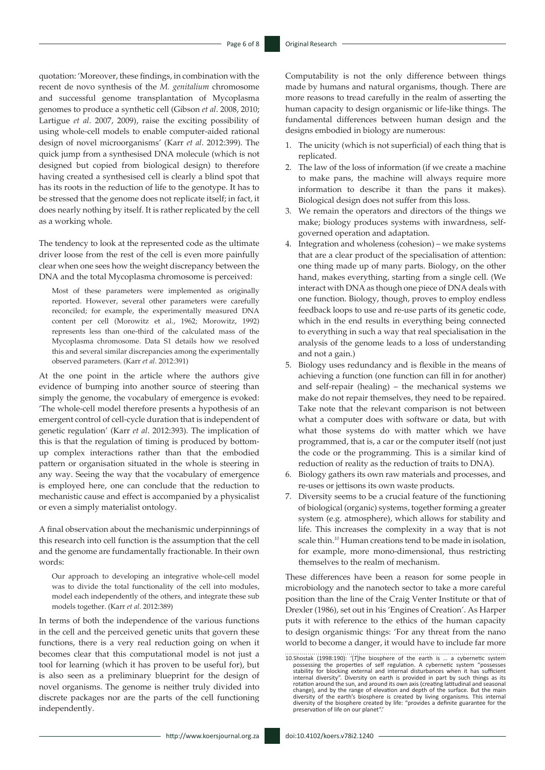quotation: 'Moreover, these findings, in combination with the recent de novo synthesis of the *M. genitalium* chromosome and successful genome transplantation of Mycoplasma genomes to produce a synthetic cell (Gibson *et al*. 2008, 2010; Lartigue *et al*. 2007, 2009), raise the exciting possibility of using whole-cell models to enable computer-aided rational design of novel microorganisms' (Karr *et al*. 2012:399). The quick jump from a synthesised DNA molecule (which is not designed but copied from biological design) to therefore having created a synthesised cell is clearly a blind spot that has its roots in the reduction of life to the genotype. It has to be stressed that the genome does not replicate itself; in fact, it does nearly nothing by itself. It is rather replicated by the cell as a working whole.

The tendency to look at the represented code as the ultimate driver loose from the rest of the cell is even more painfully clear when one sees how the weight discrepancy between the DNA and the total Mycoplasma chromosome is perceived:

> Most of these parameters were implemented as originally reported. However, several other parameters were carefully reconciled; for example, the experimentally measured DNA content per cell (Morowitz et al., 1962; Morowitz, 1992) represents less than one-third of the calculated mass of the Mycoplasma chromosome. Data S1 details how we resolved this and several similar discrepancies among the experimentally observed parameters. (Karr *et al*. 2012:391)

At the one point in the article where the authors give evidence of bumping into another source of steering than simply the genome, the vocabulary of emergence is evoked: 'The whole-cell model therefore presents a hypothesis of an emergent control of cell-cycle duration that is independent of genetic regulation' (Karr *et al*. 2012:393). The implication of this is that the regulation of timing is produced by bottom-up complex interactions rather than that the embodied pattern or organisation situated in the whole is steering in any way. Seeing the way that the vocabulary of emergence is employed here, one can conclude that the reduction to mechanistic cause and effect is accompanied by a physicalist or even a simply materialist ontology.

A final observation about the mechanismic underpinnings of this research into cell function is the assumption that the cell and the genome are fundamentally fractionable. In their own words:

> Our approach to developing an integrative whole-cell model was to divide the total functionality of the cell into modules, model each independently of the others, and integrate these sub models together. (Karr *et al*. 2012:389)

In terms of both the independence of the various functions in the cell and the perceived genetic units that govern these functions, there is a very real reduction going on when it becomes clear that this computational model is not just a tool for learning (which it has proven to be useful for), but is also seen as a preliminary blueprint for the design of novel organisms. The genome is neither truly divided into discrete packages nor are the parts of the cell functioning independently.

Computability is not the only difference between things made by humans and natural organisms, though. There are more reasons to tread carefully in the realm of asserting the human capacity to design organismic or life-like things. The fundamental differences between human design and the designs embodied in biology are numerous:

1. The unicity (which is not superficial) of each thing that is replicated.
2. The law of the loss of information (if we create a machine to make pans, the machine will always require more information to describe it than the pans it makes). Biological design does not suffer from this loss.
3. We remain the operators and directors of the things we make; biology produces systems with inwardness, self-governed operation and adaptation.
4. Integration and wholeness (cohesion) – we make systems that are a clear product of the specialisation of attention: one thing made up of many parts. Biology, on the other hand, makes everything, starting from a single cell. (We interact with DNA as though one piece of DNA deals with one function. Biology, though, proves to employ endless feedback loops to use and re-use parts of its genetic code, which in the end results in everything being connected to everything in such a way that real specialisation in the analysis of the genome leads to a loss of understanding and not a gain.)
5. Biology uses redundancy and is flexible in the means of achieving a function (one function can fill in for another) and self-repair (healing) – the mechanical systems we make do not repair themselves, they need to be repaired. Take note that the relevant comparison is not between what a computer does with software or data, but with what those systems do with matter which we have programmed, that is, a car or the computer itself (not just the code or the programming. This is a similar kind of reduction of reality as the reduction of traits to DNA).
6. Biology gathers its own raw materials and processes, and re-uses or jettisons its own waste products.
7. Diversity seems to be a crucial feature of the functioning of biological (organic) systems, together forming a greater system (e.g. atmosphere), which allows for stability and life. This increases the complexity in a way that is not scale thin.[10] Human creations tend to be made in isolation, for example, more mono-dimensional, thus restricting themselves to the realm of mechanism.

These differences have been a reason for some people in microbiology and the nanotech sector to take a more careful position than the line of the Craig Venter Institute or that of Drexler (1986), set out in his 'Engines of Creation'. As Harper puts it with reference to the ethics of the human capacity to design organismic things: 'For any threat from the nano world to become a danger, it would have to include far more

10. Shostak (1998:190): '[*T*]he biosphere of the earth is ... a cybernetic system possessing the properties of self regulation. A cybernetic system "possesses stability for blocking external and internal disturbances when it has sufficient internal diversity". Diversity on earth is provided in part by such things as its rotation around the sun, and around its own axis (creating latitudinal and seasonal change), and by the range of elevation and depth of the surface. But the main diversity of the earth's biosphere is created by living organisms. This internal diversity of the biosphere created by life: "provides a definite guarantee for the preservation of life on our planet".'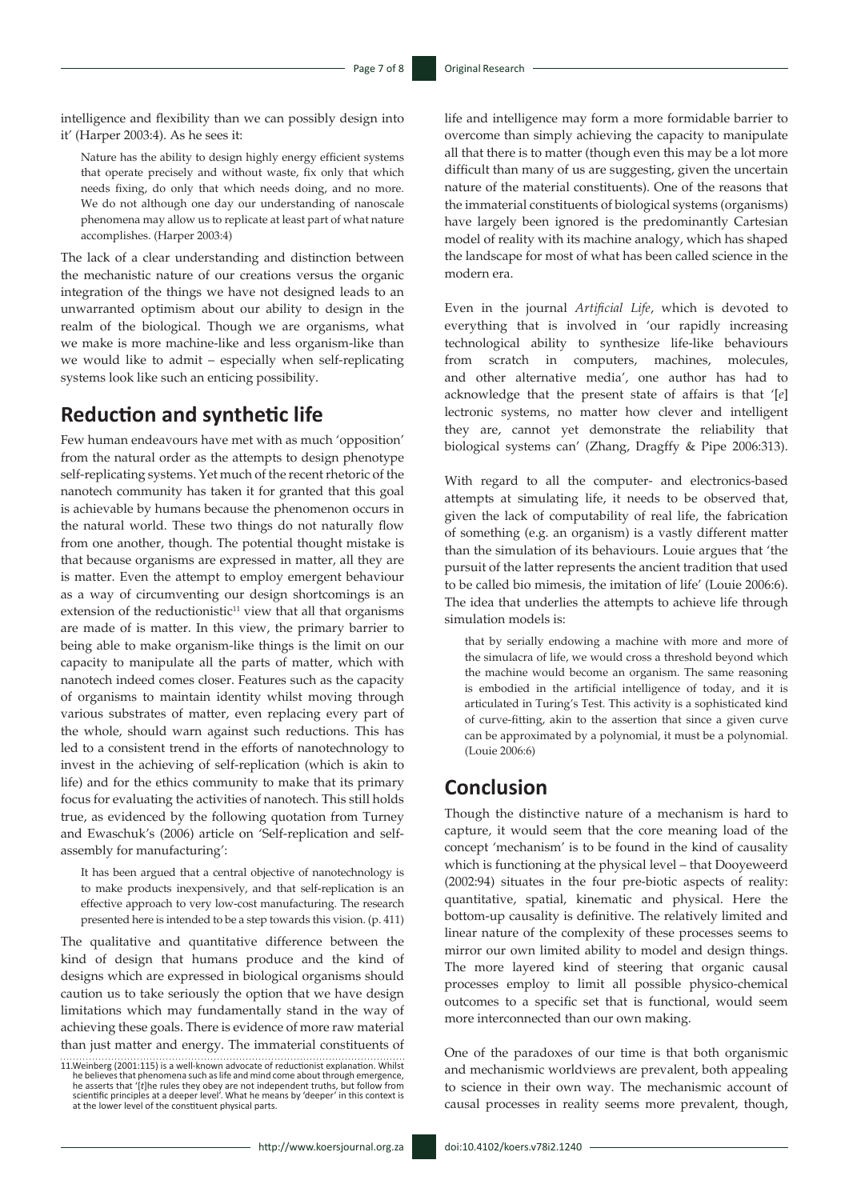intelligence and flexibility than we can possibly design into it' (Harper 2003:4). As he sees it:

> Nature has the ability to design highly energy efficient systems that operate precisely and without waste, fix only that which needs fixing, do only that which needs doing, and no more. We do not although one day our understanding of nanoscale phenomena may allow us to replicate at least part of what nature accomplishes. (Harper 2003:4)

The lack of a clear understanding and distinction between the mechanistic nature of our creations versus the organic integration of the things we have not designed leads to an unwarranted optimism about our ability to design in the realm of the biological. Though we are organisms, what we make is more machine-like and less organism-like than we would like to admit – especially when self-replicating systems look like such an enticing possibility.

## Reduction and synthetic life

Few human endeavours have met with as much 'opposition' from the natural order as the attempts to design phenotype self-replicating systems. Yet much of the recent rhetoric of the nanotech community has taken it for granted that this goal is achievable by humans because the phenomenon occurs in the natural world. These two things do not naturally flow from one another, though. The potential thought mistake is that because organisms are expressed in matter, all they are is matter. Even the attempt to employ emergent behaviour as a way of circumventing our design shortcomings is an extension of the reductionistic[11] view that all that organisms are made of is matter. In this view, the primary barrier to being able to make organism-like things is the limit on our capacity to manipulate all the parts of matter, which with nanotech indeed come closer. Features such as the capacity of organisms to maintain identity whilst moving through various substrates of matter, even replacing every part of the whole, should warn against such reductions. This has led to a consistent trend in the efforts of nanotechnology to invest in the achieving of self-replication (which is akin to life) and for the ethics community to make that its primary focus for evaluating the activities of nanotech. This still holds true, as evidenced by the following quotation from Turney and Ewaschuk's (2006) article on 'Self-replication and self-assembly for manufacturing':

> It has been argued that a central objective of nanotechnology is to make products inexpensively, and that self-replication is an effective approach to very low-cost manufacturing. The research presented here is intended to be a step towards this vision. (p. 411)

The qualitative and quantitative difference between the kind of design that humans produce and the kind of designs which are expressed in biological organisms should caution us to take seriously the option that we have design limitations which may fundamentally stand in the way of achieving these goals. There is evidence of more raw material than just matter and energy. The immaterial constituents of life and intelligence may form a more formidable barrier to overcome than simply achieving the capacity to manipulate all that there is to matter (though even this may be a lot more difficult than many of us are suggesting, given the uncertain nature of the material constituents). One of the reasons that the immaterial constituents of biological systems (organisms) have largely been ignored is the predominantly Cartesian model of reality with its machine analogy, which has shaped the landscape for most of what has been called science in the modern era.

Even in the journal *Artificial Life*, which is devoted to everything that is involved in 'our rapidly increasing technological ability to synthesize life-like behaviours from scratch in computers, machines, molecules, and other alternative media', one author has had to acknowledge that the present state of affairs is that '[*e*]lectronic systems, no matter how clever and intelligent they are, cannot yet demonstrate the reliability that biological systems can' (Zhang, Dragffy & Pipe 2006:313).

With regard to all the computer- and electronics-based attempts at simulating life, it needs to be observed that, given the lack of computability of real life, the fabrication of something (e.g. an organism) is a vastly different matter than the simulation of its behaviours. Louie argues that 'the pursuit of the latter represents the ancient tradition that used to be called bio mimesis, the imitation of life' (Louie 2006:6). The idea that underlies the attempts to achieve life through simulation models is:

> that by serially endowing a machine with more and more of the simulacra of life, we would cross a threshold beyond which the machine would become an organism. The same reasoning is embodied in the artificial intelligence of today, and it is articulated in Turing's Test. This activity is a sophisticated kind of curve-fitting, akin to the assertion that since a given curve can be approximated by a polynomial, it must be a polynomial. (Louie 2006:6)

## Conclusion

Though the distinctive nature of a mechanism is hard to capture, it would seem that the core meaning load of the concept 'mechanism' is to be found in the kind of causality which is functioning at the physical level – that Dooyeweerd (2002:94) situates in the four pre-biotic aspects of reality: quantitative, spatial, kinematic and physical. Here the bottom-up causality is definitive. The relatively limited and linear nature of the complexity of these processes seems to mirror our own limited ability to model and design things. The more layered kind of steering that organic causal processes employ to limit all possible physico-chemical outcomes to a specific set that is functional, would seem more interconnected than our own making.

One of the paradoxes of our time is that both organismic and mechanismic worldviews are prevalent, both appealing to science in their own way. The mechanismic account of causal processes in reality seems more prevalent, though,

11. Weinberg (2001:115) is a well-known advocate of reductionist explanation. Whilst he believes that phenomena such as life and mind come about through emergence, he asserts that '[*t*]he rules they obey are not independent truths, but follow from scientific principles at a deeper level'. What he means by 'deeper' in this context is at the lower level of the constituent physical parts.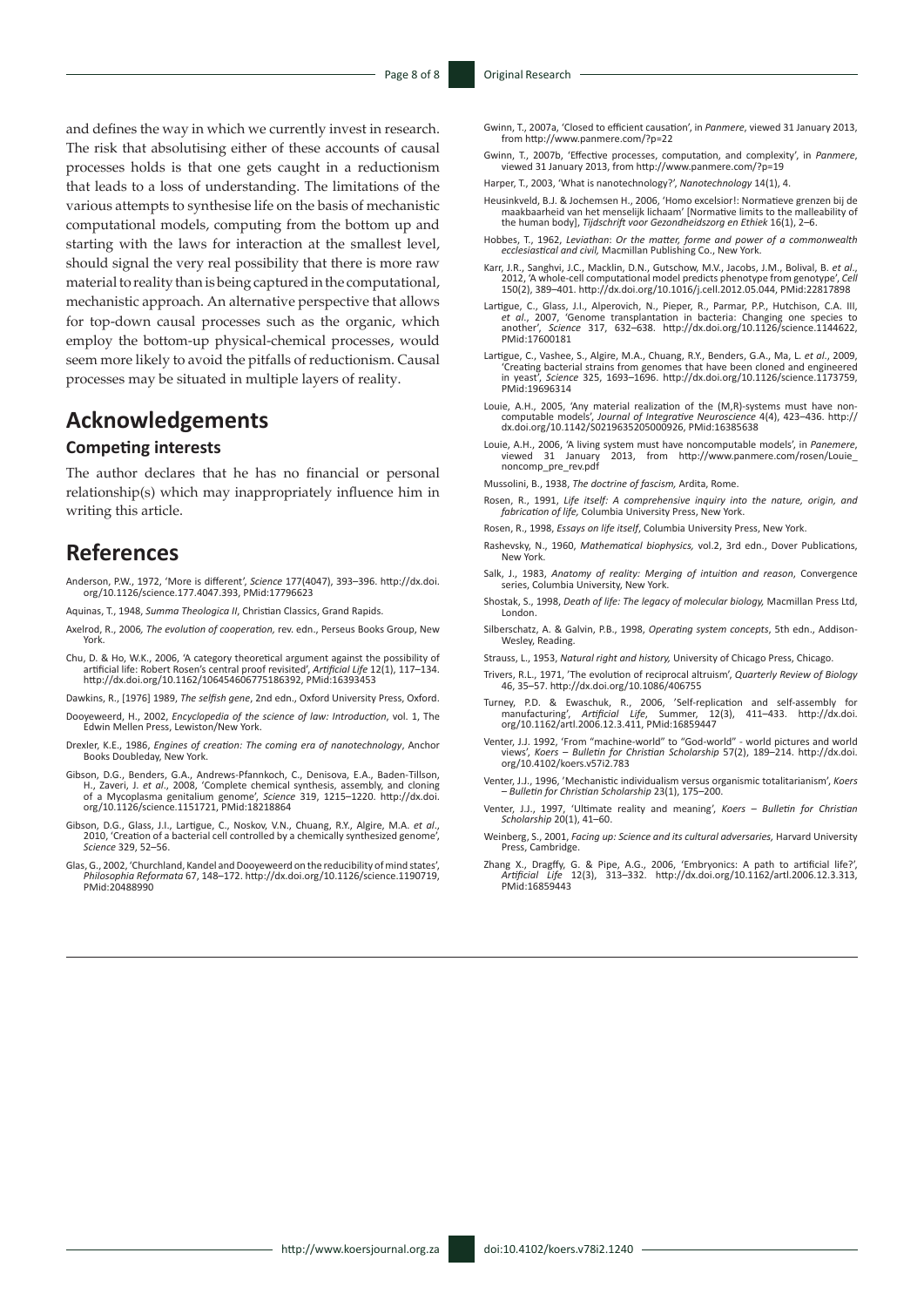and defines the way in which we currently invest in research. The risk that absolutising either of these accounts of causal processes holds is that one gets caught in a reductionism that leads to a loss of understanding. The limitations of the various attempts to synthesise life on the basis of mechanistic computational models, computing from the bottom up and starting with the laws for interaction at the smallest level, should signal the very real possibility that there is more raw material to reality than is being captured in the computational, mechanistic approach. An alternative perspective that allows for top-down causal processes such as the organic, which employ the bottom-up physical-chemical processes, would seem more likely to avoid the pitfalls of reductionism. Causal processes may be situated in multiple layers of reality.

# Acknowledgements

## Competing interests

The author declares that he has no financial or personal relationship(s) which may inappropriately influence him in writing this article.

# References

Anderson, P.W., 1972, 'More is different', *Science* 177(4047), 393–396. http://dx.doi.org/10.1126/science.177.4047.393, PMid:17796623

Aquinas, T., 1948, *Summa Theologica II*, Christian Classics, Grand Rapids.

Axelrod, R., 2006, *The evolution of cooperation,* rev. edn., Perseus Books Group, New York.

Chu, D. & Ho, W.K., 2006, 'A category theoretical argument against the possibility of artificial life: Robert Rosen's central proof revisited', *Artificial Life* 12(1), 117–134. http://dx.doi.org/10.1162/106454606775186392, PMid:16393453

Dawkins, R., [1976] 1989, *The selfish gene*, 2nd edn., Oxford University Press, Oxford.

Dooyeweerd, H., 2002, *Encyclopedia of the science of law: Introduction*, vol. 1, The Edwin Mellen Press, Lewiston/New York.

Drexler, K.E., 1986, *Engines of creation: The coming era of nanotechnology*, Anchor Books Doubleday, New York.

Gibson, D.G., Benders, G.A., Andrews-Pfannkoch, C., Denisova, E.A., Baden-Tillson, H., Zaveri, J. *et al*., 2008, 'Complete chemical synthesis, assembly, and cloning of a Mycoplasma genitalium genome', *Science* 319, 1215–1220. http://dx.doi.org/10.1126/science.1151721, PMid:18218864

Gibson, D.G., Glass, J.I., Lartigue, C., Noskov, V.N., Chuang, R.Y., Algire, M.A. *et al*., 2010, 'Creation of a bacterial cell controlled by a chemically synthesized genome', *Science* 329, 52–56.

Glas, G., 2002, 'Churchland, Kandel and Dooyeweerd on the reducibility of mind states', *Philosophia Reformata* 67, 148–172. http://dx.doi.org/10.1126/science.1190719, PMid:20488990

Gwinn, T., 2007a, 'Closed to efficient causation', in *Panmere*, viewed 31 January 2013, from http://www.panmere.com/?p=22

Gwinn, T., 2007b, 'Effective processes, computation, and complexity', in *Panmere*, viewed 31 January 2013, from http://www.panmere.com/?p=19

Harper, T., 2003, 'What is nanotechnology?', *Nanotechnology* 14(1), 4.

Heusinkveld, B.J. & Jochemsen H., 2006, 'Homo excelsior!: Normatieve grenzen bij de maakbaarheid van het menselijk lichaam' [Normative limits to the malleability of the human body], *Tijdschrift voor Gezondheidszorg en Ethiek* 16(1), 2–6.

Hobbes, T., 1962, *Leviathan: Or the matter, forme and power of a commonwealth ecclesiastical and civil,* Macmillan Publishing Co., New York.

Karr, J.R., Sanghvi, J.C., Macklin, D.N., Gutschow, M.V., Jacobs, J.M., Bolival, B. *et al*., 2012, 'A whole-cell computational model predicts phenotype from genotype', *Cell* 150(2), 389–401. http://dx.doi.org/10.1016/j.cell.2012.05.044, PMid:22817898

Lartigue, C., Glass, J.I., Alperovich, N., Pieper, R., Parmar, P.P., Hutchison, C.A. III, *et al*., 2007, 'Genome transplantation in bacteria: Changing one species to another', *Science* 317, 632–638. http://dx.doi.org/10.1126/science.1144622, PMid:17600181

Lartigue, C., Vashee, S., Algire, M.A., Chuang, R.Y., Benders, G.A., Ma, L. *et al*., 2009, 'Creating bacterial strains from genomes that have been cloned and engineered in yeast', *Science* 325, 1693–1696. http://dx.doi.org/10.1126/science.1173759, PMid:19696314

Louie, A.H., 2005, 'Any material realization of the (M,R)-systems must have non-computable models', *Journal of Integrative Neuroscience* 4(4), 423–436. http://dx.doi.org/10.1142/S0219635205000926, PMid:16385638

Louie, A.H., 2006, 'A living system must have noncomputable models', in *Panemere*, viewed 31 January 2013, from http://www.panmere.com/rosen/Louie_noncomp_pre_rev.pdf

Mussolini, B., 1938, *The doctrine of fascism,* Ardita, Rome.

Rosen, R., 1991, *Life itself: A comprehensive inquiry into the nature, origin, and fabrication of life,* Columbia University Press, New York.

Rosen, R., 1998, *Essays on life itself*, Columbia University Press, New York.

Rashevsky, N., 1960, *Mathematical biophysics,* vol.2, 3rd edn., Dover Publications, New York.

Salk, J., 1983, *Anatomy of reality: Merging of intuition and reason*, Convergence series, Columbia University, New York.

Shostak, S., 1998, *Death of life: The legacy of molecular biology,* Macmillan Press Ltd, London.

Silberschatz, A. & Galvin, P.B., 1998, *Operating system concepts*, 5th edn., Addison-Wesley, Reading.

Strauss, L., 1953, *Natural right and history,* University of Chicago Press, Chicago.

Trivers, R.L., 1971, 'The evolution of reciprocal altruism', *Quarterly Review of Biology* 46, 35–57. http://dx.doi.org/10.1086/406755

Turney, P.D. & Ewaschuk, R., 2006, 'Self-replication and self-assembly for manufacturing', *Artificial Life*, Summer, 12(3), 411–433. http://dx.doi.org/10.1162/artl.2006.12.3.411, PMid:16859447

Venter, J.J. 1992, 'From "machine-world" to "God-world" - world pictures and world views', *Koers – Bulletin for Christian Scholarship* 57(2), 189–214. http://dx.doi.org/10.4102/koers.v57i2.783

Venter, J.J., 1996, 'Mechanistic individualism versus organismic totalitarianism', *Koers – Bulletin for Christian Scholarship* 23(1), 175–200.

Venter, J.J., 1997, 'Ultimate reality and meaning', *Koers – Bulletin for Christian Scholarship* 20(1), 41–60.

Weinberg, S., 2001, *Facing up: Science and its cultural adversaries,* Harvard University Press, Cambridge.

Zhang X., Dragffy, G. & Pipe, A.G., 2006, 'Embryonics: A path to artificial life?', *Artificial Life* 12(3), 313–332. http://dx.doi.org/10.1162/artl.2006.12.3.313, PMid:16859443